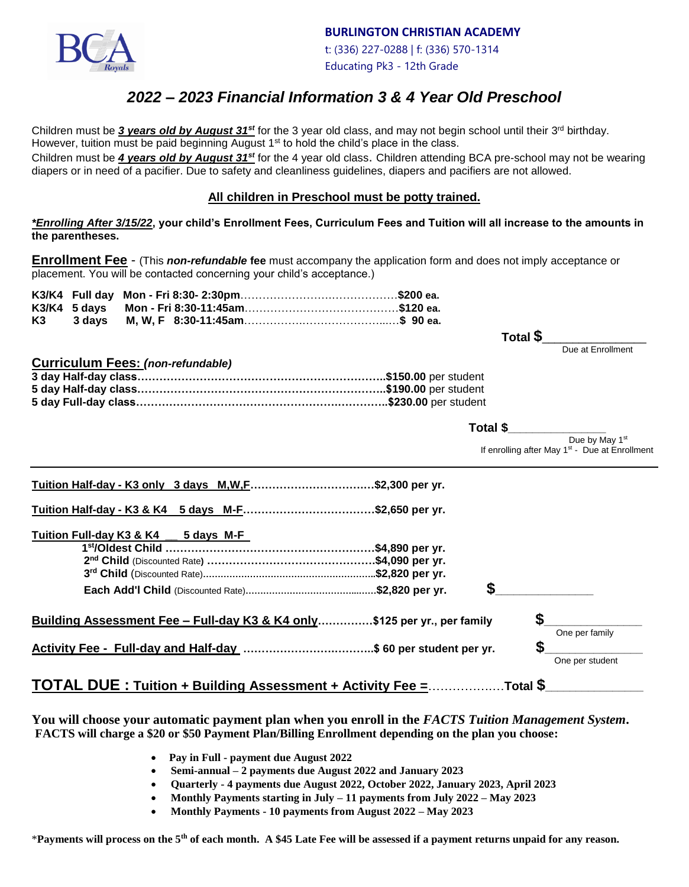**BURLINGTON CHRISTIAN ACADEMY**
t: (336) 227-0288 | f: (336) 570-1314
Educating Pk3 - 12th Grade

# *2022 – 2023 Financial Information 3 & 4 Year Old Preschool*

Children must be ***3 years old by August 31st*** for the 3 year old class, and may not begin school until their 3rd birthday. However, tuition must be paid beginning August 1st to hold the child's place in the class.
Children must be ***4 years old by August 31st*** for the 4 year old class. Children attending BCA pre-school may not be wearing diapers or in need of a pacifier. Due to safety and cleanliness guidelines, diapers and pacifiers are not allowed.

**All children in Preschool must be potty trained.**

***\*Enrolling After 3/15/22*, your child's Enrollment Fees, Curriculum Fees and Tuition will all increase to the amounts in the parentheses.**

**Enrollment Fee** - (This ***non-refundable*** **fee** must accompany the application form and does not imply acceptance or placement. You will be contacted concerning your child's acceptance.)

**K3/K4 Full day Mon - Fri 8:30- 2:30pm……………………………………$200 ea.**
**K3/K4 5 days Mon - Fri 8:30-11:45am……………………………………$120 ea.**
**K3 3 days M, W, F 8:30-11:45am……………………………………$ 90 ea.**

**Total $**_______________
Due at Enrollment

**Curriculum Fees: *(non-refundable)***
**3 day Half-day class…………………………………………………………$150.00** per student
**5 day Half-day class…………………………………………………………$190.00** per student
**5 day Full-day class…………………………………………………………$230.00** per student

**Total $**_______________
Due by May 1st
If enrolling after May 1st - Due at Enrollment

---

**Tuition Half-day - K3 only 3 days M,W,F……………………………$2,300 per yr.**

**Tuition Half-day - K3 & K4 5 days M-F………………………………$2,650 per yr.**

**Tuition Full-day K3 & K4 __ 5 days M-F**
**1st/Oldest Child …………………………………………………$4,890 per yr.**
**2nd Child** (Discounted Rate) **……………………………………$4,090 per yr.**
**3rd Child** (Discounted Rate)**……………………………………$2,820 per yr.**
**Each Add'l Child** (Discounted Rate)**…………………………………$2,820 per yr.** **$**_______________

**Building Assessment Fee – Full-day K3 & K4 only……………$125 per yr., per family** **$**_______________
One per family

**Activity Fee - Full-day and Half-day ……………………………$ 60 per student per yr.** **$**_______________
One per student

**TOTAL DUE : Tuition + Building Assessment + Activity Fee =………………Total $**_______________

**You will choose your automatic payment plan when you enroll in the *FACTS Tuition Management System*.**
**FACTS will charge a $20 or $50 Payment Plan/Billing Enrollment depending on the plan you choose:**

- **Pay in Full - payment due August 2022**
- **Semi-annual – 2 payments due August 2022 and January 2023**
- **Quarterly - 4 payments due August 2022, October 2022, January 2023, April 2023**
- **Monthly Payments starting in July – 11 payments from July 2022 – May 2023**
- **Monthly Payments - 10 payments from August 2022 – May 2023**

\***Payments will process on the 5th of each month. A $45 Late Fee will be assessed if a payment returns unpaid for any reason.**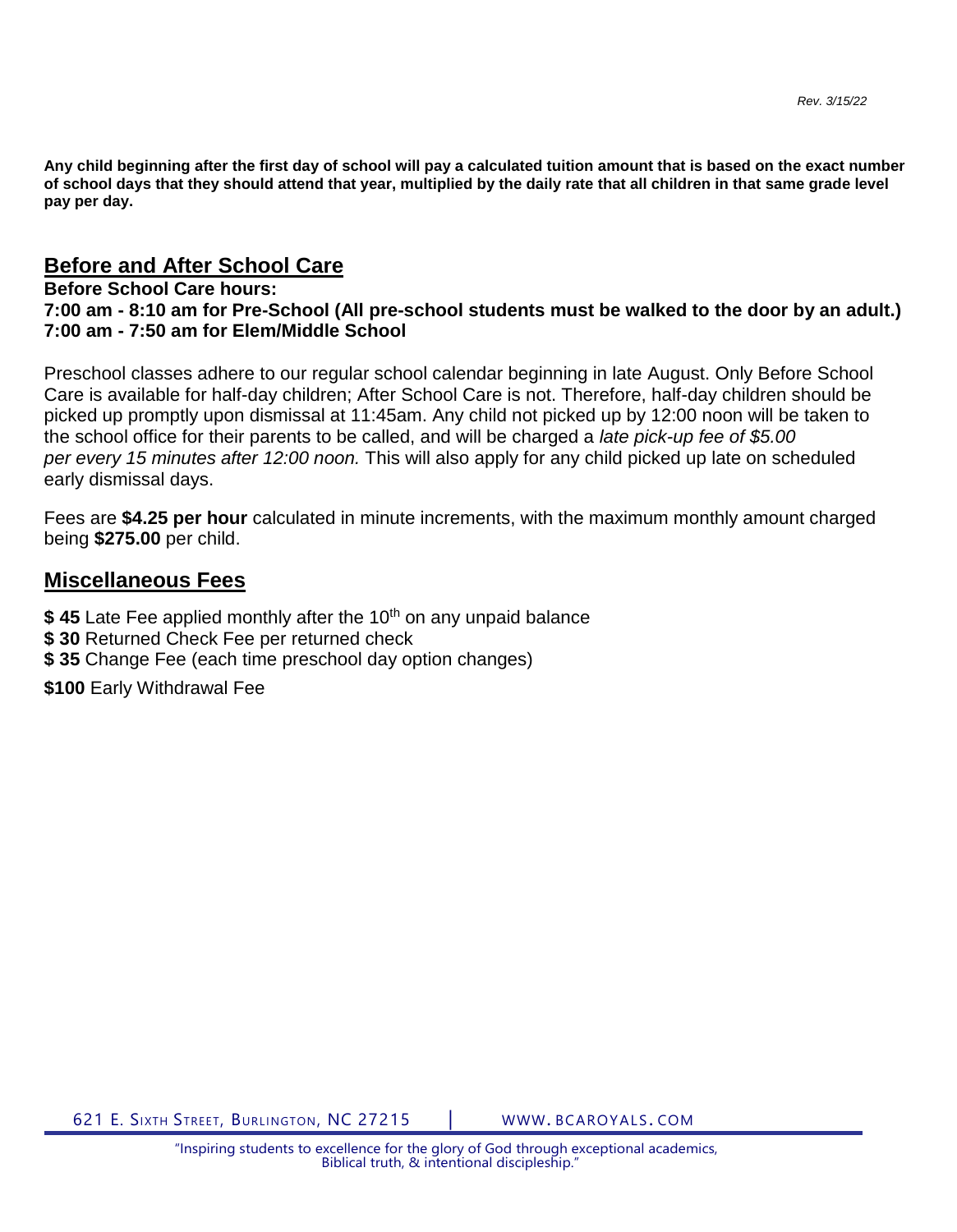**Any child beginning after the first day of school will pay a calculated tuition amount that is based on the exact number of school days that they should attend that year, multiplied by the daily rate that all children in that same grade level pay per day.**

## Before and After School Care

**Before School Care hours:**
**7:00 am - 8:10 am for Pre-School (All pre-school students must be walked to the door by an adult.)**
**7:00 am - 7:50 am for Elem/Middle School**

Preschool classes adhere to our regular school calendar beginning in late August. Only Before School Care is available for half-day children; After School Care is not. Therefore, half-day children should be picked up promptly upon dismissal at 11:45am. Any child not picked up by 12:00 noon will be taken to the school office for their parents to be called, and will be charged a *late pick-up fee of $5.00 per every 15 minutes after 12:00 noon.* This will also apply for any child picked up late on scheduled early dismissal days.

Fees are **$4.25 per hour** calculated in minute increments, with the maximum monthly amount charged being **$275.00** per child.

## Miscellaneous Fees

**$ 45** Late Fee applied monthly after the 10th on any unpaid balance
**$ 30** Returned Check Fee per returned check
**$ 35** Change Fee (each time preschool day option changes)

**$100** Early Withdrawal Fee